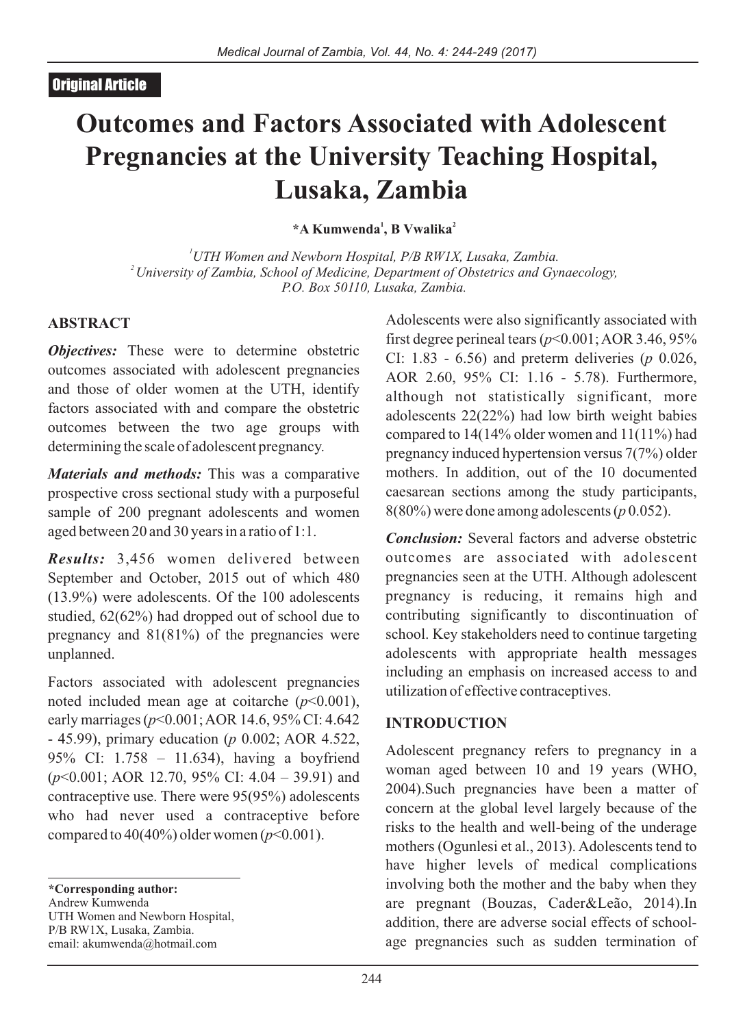Original Article

# Outcomes and Factors Associated with Adolescent Pregnancies at the University Teaching Hospital, Lusaka, Zambia

**\*A Kumwenda[1], B Vwalika[2]**

[1]UTH Women and Newborn Hospital, P/B RW1X, Lusaka, Zambia.
[2]University of Zambia, School of Medicine, Department of Obstetrics and Gynaecology, P.O. Box 50110, Lusaka, Zambia.

## ABSTRACT

***Objectives:*** These were to determine obstetric outcomes associated with adolescent pregnancies and those of older women at the UTH, identify factors associated with and compare the obstetric outcomes between the two age groups with determining the scale of adolescent pregnancy.

***Materials and methods:*** This was a comparative prospective cross sectional study with a purposeful sample of 200 pregnant adolescents and women aged between 20 and 30 years in a ratio of 1:1.

***Results:*** 3,456 women delivered between September and October, 2015 out of which 480 (13.9%) were adolescents. Of the 100 adolescents studied, 62(62%) had dropped out of school due to pregnancy and 81(81%) of the pregnancies were unplanned.

Factors associated with adolescent pregnancies noted included mean age at coitarche ($p$<0.001), early marriages ($p$<0.001; AOR 14.6, 95% CI: 4.642 - 45.99), primary education ($p$ 0.002; AOR 4.522, 95% CI: 1.758 – 11.634), having a boyfriend ($p$<0.001; AOR 12.70, 95% CI: 4.04 – 39.91) and contraceptive use. There were 95(95%) adolescents who had never used a contraceptive before compared to 40(40%) older women ($p$<0.001).

Adolescents were also significantly associated with first degree perineal tears ($p$<0.001; AOR 3.46, 95% CI: 1.83 - 6.56) and preterm deliveries ($p$ 0.026, AOR 2.60, 95% CI: 1.16 - 5.78). Furthermore, although not statistically significant, more adolescents 22(22%) had low birth weight babies compared to 14(14% older women and 11(11%) had pregnancy induced hypertension versus 7(7%) older mothers. In addition, out of the 10 documented caesarean sections among the study participants, 8(80%) were done among adolescents ($p$ 0.052).

***Conclusion:*** Several factors and adverse obstetric outcomes are associated with adolescent pregnancies seen at the UTH. Although adolescent pregnancy is reducing, it remains high and contributing significantly to discontinuation of school. Key stakeholders need to continue targeting adolescents with appropriate health messages including an emphasis on increased access to and utilization of effective contraceptives.

**\*Corresponding author:**
Andrew Kumwenda
UTH Women and Newborn Hospital,
P/B RW1X, Lusaka, Zambia.
email: akumwenda@hotmail.com

## INTRODUCTION

Adolescent pregnancy refers to pregnancy in a woman aged between 10 and 19 years (WHO, 2004).Such pregnancies have been a matter of concern at the global level largely because of the risks to the health and well-being of the underage mothers (Ogunlesi et al., 2013). Adolescents tend to have higher levels of medical complications involving both the mother and the baby when they are pregnant (Bouzas, Cader&Leão, 2014).In addition, there are adverse social effects of school-age pregnancies such as sudden termination of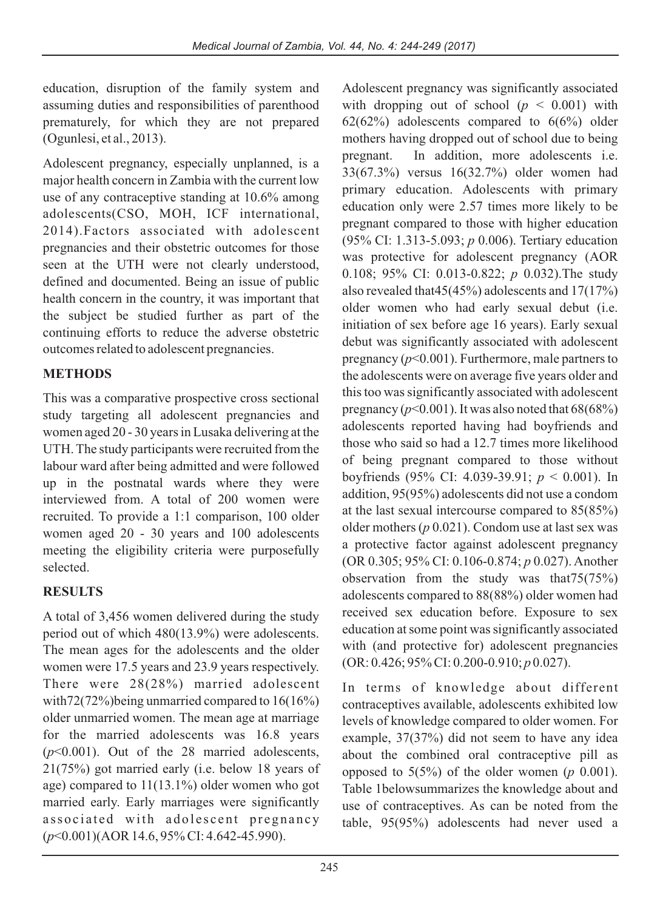education, disruption of the family system and assuming duties and responsibilities of parenthood prematurely, for which they are not prepared (Ogunlesi, et al., 2013).

Adolescent pregnancy, especially unplanned, is a major health concern in Zambia with the current low use of any contraceptive standing at 10.6% among adolescents(CSO, MOH, ICF international, 2014).Factors associated with adolescent pregnancies and their obstetric outcomes for those seen at the UTH were not clearly understood, defined and documented. Being an issue of public health concern in the country, it was important that the subject be studied further as part of the continuing efforts to reduce the adverse obstetric outcomes related to adolescent pregnancies.

## METHODS

This was a comparative prospective cross sectional study targeting all adolescent pregnancies and women aged 20 - 30 years in Lusaka delivering at the UTH. The study participants were recruited from the labour ward after being admitted and were followed up in the postnatal wards where they were interviewed from. A total of 200 women were recruited. To provide a 1:1 comparison, 100 older women aged 20 - 30 years and 100 adolescents meeting the eligibility criteria were purposefully selected.

## RESULTS

A total of 3,456 women delivered during the study period out of which 480(13.9%) were adolescents. The mean ages for the adolescents and the older women were 17.5 years and 23.9 years respectively. There were 28(28%) married adolescent with72(72%)being unmarried compared to 16(16%) older unmarried women. The mean age at marriage for the married adolescents was 16.8 years ($p$<0.001). Out of the 28 married adolescents, 21(75%) got married early (i.e. below 18 years of age) compared to 11(13.1%) older women who got married early. Early marriages were significantly associated with adolescent pregnancy ($p$<0.001)(AOR 14.6, 95% CI: 4.642-45.990).

Adolescent pregnancy was significantly associated with dropping out of school ($p$ < 0.001) with 62(62%) adolescents compared to 6(6%) older mothers having dropped out of school due to being pregnant. In addition, more adolescents i.e. 33(67.3%) versus 16(32.7%) older women had primary education. Adolescents with primary education only were 2.57 times more likely to be pregnant compared to those with higher education (95% CI: 1.313-5.093; $p$ 0.006). Tertiary education was protective for adolescent pregnancy (AOR 0.108; 95% CI: 0.013-0.822; $p$ 0.032).The study also revealed that45(45%) adolescents and 17(17%) older women who had early sexual debut (i.e. initiation of sex before age 16 years). Early sexual debut was significantly associated with adolescent pregnancy ($p$<0.001). Furthermore, male partners to the adolescents were on average five years older and this too was significantly associated with adolescent pregnancy ($p$<0.001). It was also noted that 68(68%) adolescents reported having had boyfriends and those who said so had a 12.7 times more likelihood of being pregnant compared to those without boyfriends (95% CI: 4.039-39.91; $p$ < 0.001). In addition, 95(95%) adolescents did not use a condom at the last sexual intercourse compared to 85(85%) older mothers ($p$ 0.021). Condom use at last sex was a protective factor against adolescent pregnancy (OR 0.305; 95% CI: 0.106-0.874; $p$ 0.027). Another observation from the study was that75(75%) adolescents compared to 88(88%) older women had received sex education before. Exposure to sex education at some point was significantly associated with (and protective for) adolescent pregnancies (OR: 0.426; 95% CI: 0.200-0.910; $p$ 0.027).

In terms of knowledge about different contraceptives available, adolescents exhibited low levels of knowledge compared to older women. For example, 37(37%) did not seem to have any idea about the combined oral contraceptive pill as opposed to 5(5%) of the older women ($p$ 0.001). Table 1belowsummarizes the knowledge about and use of contraceptives. As can be noted from the table, 95(95%) adolescents had never used a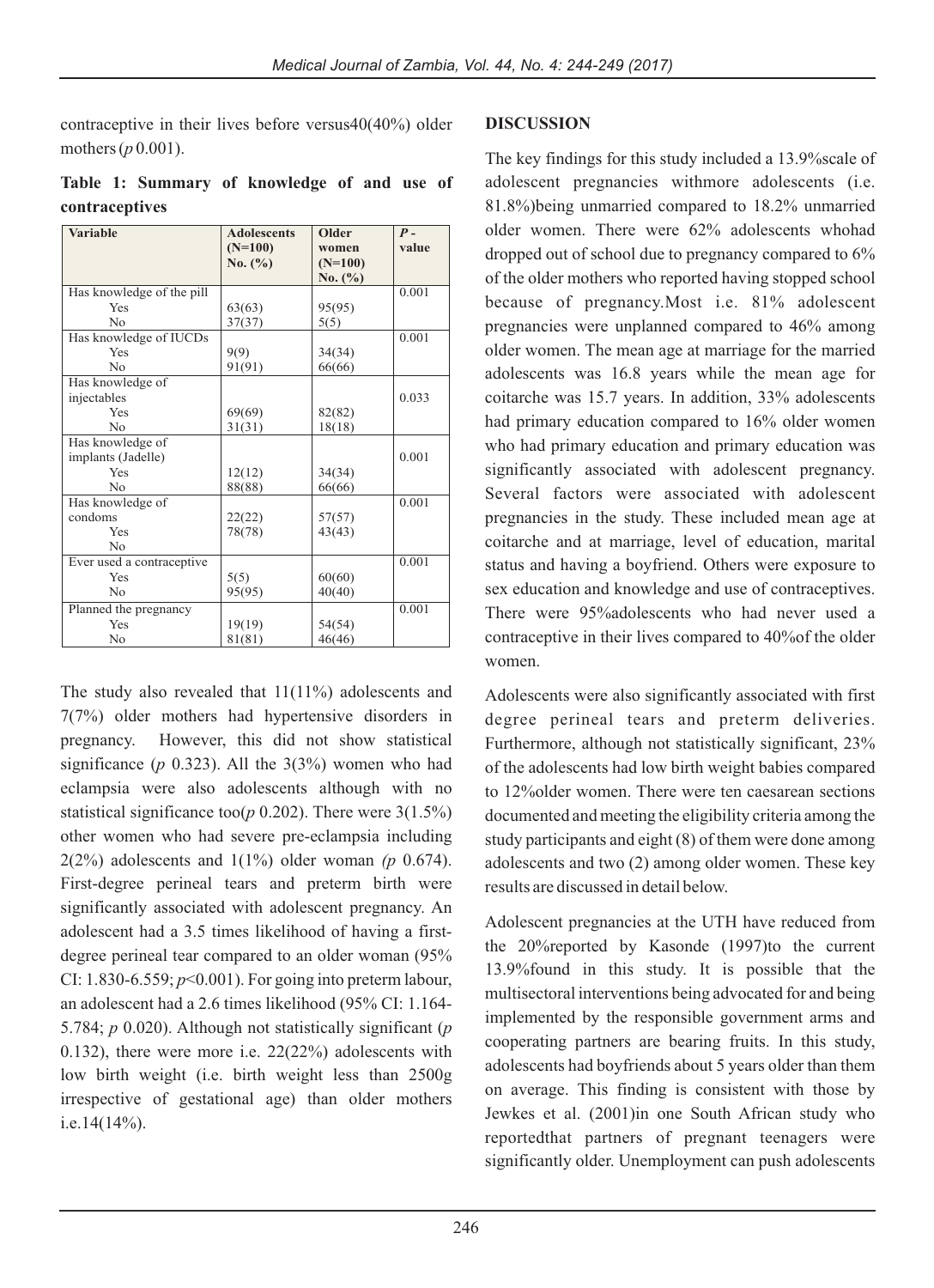contraceptive in their lives before versus40(40%) older mothers ($p$ 0.001).

**Table 1: Summary of knowledge of and use of contraceptives**

| Variable | Adolescents (N=100) No. (%) | Older women (N=100) No. (%) | *P* - value |
|---|---|---|---|
| Has knowledge of the pill | | | 0.001 |
| Yes | 63(63) | 95(95) | |
| No | 37(37) | 5(5) | |
| Has knowledge of IUCDs | | | 0.001 |
| Yes | 9(9) | 34(34) | |
| No | 91(91) | 66(66) | |
| Has knowledge of injectables | | | 0.033 |
| Yes | 69(69) | 82(82) | |
| No | 31(31) | 18(18) | |
| Has knowledge of implants (Jadelle) | | | 0.001 |
| Yes | 12(12) | 34(34) | |
| No | 88(88) | 66(66) | |
| Has knowledge of condoms | | | 0.001 |
| Yes | 22(22) | 57(57) | |
| No | 78(78) | 43(43) | |
| Ever used a contraceptive | | | 0.001 |
| Yes | 5(5) | 60(60) | |
| No | 95(95) | 40(40) | |
| Planned the pregnancy | | | 0.001 |
| Yes | 19(19) | 54(54) | |
| No | 81(81) | 46(46) | |

The study also revealed that 11(11%) adolescents and 7(7%) older mothers had hypertensive disorders in pregnancy. However, this did not show statistical significance ($p$ 0.323). All the 3(3%) women who had eclampsia were also adolescents although with no statistical significance too($p$ 0.202). There were 3(1.5%) other women who had severe pre-eclampsia including 2(2%) adolescents and 1(1%) older woman *(p* 0.674). First-degree perineal tears and preterm birth were significantly associated with adolescent pregnancy. An adolescent had a 3.5 times likelihood of having a first-degree perineal tear compared to an older woman (95% CI: 1.830-6.559; $p$<0.001). For going into preterm labour, an adolescent had a 2.6 times likelihood (95% CI: 1.164-5.784; $p$ 0.020). Although not statistically significant ($p$ 0.132), there were more i.e. 22(22%) adolescents with low birth weight (i.e. birth weight less than 2500g irrespective of gestational age) than older mothers i.e.14(14%).

## DISCUSSION

The key findings for this study included a 13.9%scale of adolescent pregnancies withmore adolescents (i.e. 81.8%)being unmarried compared to 18.2% unmarried older women. There were 62% adolescents whohad dropped out of school due to pregnancy compared to 6% of the older mothers who reported having stopped school because of pregnancy.Most i.e. 81% adolescent pregnancies were unplanned compared to 46% among older women. The mean age at marriage for the married adolescents was 16.8 years while the mean age for coitarche was 15.7 years. In addition, 33% adolescents had primary education compared to 16% older women who had primary education and primary education was significantly associated with adolescent pregnancy. Several factors were associated with adolescent pregnancies in the study. These included mean age at coitarche and at marriage, level of education, marital status and having a boyfriend. Others were exposure to sex education and knowledge and use of contraceptives. There were 95%adolescents who had never used a contraceptive in their lives compared to 40%of the older women.

Adolescents were also significantly associated with first degree perineal tears and preterm deliveries. Furthermore, although not statistically significant, 23% of the adolescents had low birth weight babies compared to 12%older women. There were ten caesarean sections documented and meeting the eligibility criteria among the study participants and eight (8) of them were done among adolescents and two (2) among older women. These key results are discussed in detail below.

Adolescent pregnancies at the UTH have reduced from the 20%reported by Kasonde (1997)to the current 13.9%found in this study. It is possible that the multisectoral interventions being advocated for and being implemented by the responsible government arms and cooperating partners are bearing fruits. In this study, adolescents had boyfriends about 5 years older than them on average. This finding is consistent with those by Jewkes et al. (2001)in one South African study who reportedthat partners of pregnant teenagers were significantly older. Unemployment can push adolescents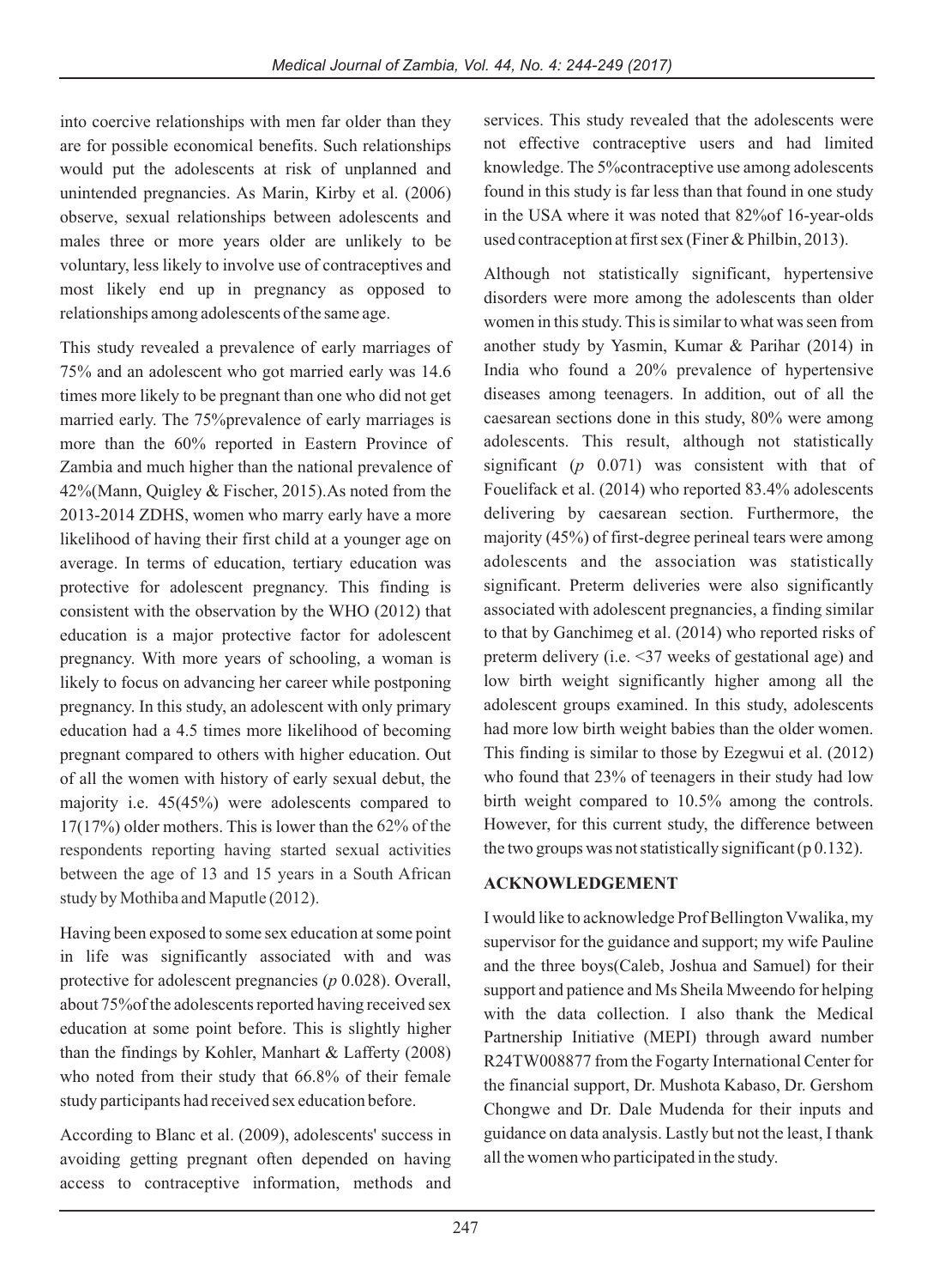into coercive relationships with men far older than they are for possible economical benefits. Such relationships would put the adolescents at risk of unplanned and unintended pregnancies. As Marin, Kirby et al. (2006) observe, sexual relationships between adolescents and males three or more years older are unlikely to be voluntary, less likely to involve use of contraceptives and most likely end up in pregnancy as opposed to relationships among adolescents of the same age.

This study revealed a prevalence of early marriages of 75% and an adolescent who got married early was 14.6 times more likely to be pregnant than one who did not get married early. The 75%prevalence of early marriages is more than the 60% reported in Eastern Province of Zambia and much higher than the national prevalence of 42%(Mann, Quigley & Fischer, 2015).As noted from the 2013-2014 ZDHS, women who marry early have a more likelihood of having their first child at a younger age on average. In terms of education, tertiary education was protective for adolescent pregnancy. This finding is consistent with the observation by the WHO (2012) that education is a major protective factor for adolescent pregnancy. With more years of schooling, a woman is likely to focus on advancing her career while postponing pregnancy. In this study, an adolescent with only primary education had a 4.5 times more likelihood of becoming pregnant compared to others with higher education. Out of all the women with history of early sexual debut, the majority i.e. 45(45%) were adolescents compared to 17(17%) older mothers. This is lower than the 62% of the respondents reporting having started sexual activities between the age of 13 and 15 years in a South African study by Mothiba and Maputle (2012).

Having been exposed to some sex education at some point in life was significantly associated with and was protective for adolescent pregnancies (*p* 0.028). Overall, about 75%of the adolescents reported having received sex education at some point before. This is slightly higher than the findings by Kohler, Manhart & Lafferty (2008) who noted from their study that 66.8% of their female study participants had received sex education before.

According to Blanc et al. (2009), adolescents' success in avoiding getting pregnant often depended on having access to contraceptive information, methods and services. This study revealed that the adolescents were not effective contraceptive users and had limited knowledge. The 5%contraceptive use among adolescents found in this study is far less than that found in one study in the USA where it was noted that 82%of 16-year-olds used contraception at first sex (Finer & Philbin, 2013).

Although not statistically significant, hypertensive disorders were more among the adolescents than older women in this study. This is similar to what was seen from another study by Yasmin, Kumar & Parihar (2014) in India who found a 20% prevalence of hypertensive diseases among teenagers. In addition, out of all the caesarean sections done in this study, 80% were among adolescents. This result, although not statistically significant (*p* 0.071) was consistent with that of Fouelifack et al. (2014) who reported 83.4% adolescents delivering by caesarean section. Furthermore, the majority (45%) of first-degree perineal tears were among adolescents and the association was statistically significant. Preterm deliveries were also significantly associated with adolescent pregnancies, a finding similar to that by Ganchimeg et al. (2014) who reported risks of preterm delivery (i.e. <37 weeks of gestational age) and low birth weight significantly higher among all the adolescent groups examined. In this study, adolescents had more low birth weight babies than the older women. This finding is similar to those by Ezegwui et al. (2012) who found that 23% of teenagers in their study had low birth weight compared to 10.5% among the controls. However, for this current study, the difference between the two groups was not statistically significant (p 0.132).

## ACKNOWLEDGEMENT

I would like to acknowledge Prof Bellington Vwalika, my supervisor for the guidance and support; my wife Pauline and the three boys(Caleb, Joshua and Samuel) for their support and patience and Ms Sheila Mweendo for helping with the data collection. I also thank the Medical Partnership Initiative (MEPI) through award number R24TW008877 from the Fogarty International Center for the financial support, Dr. Mushota Kabaso, Dr. Gershom Chongwe and Dr. Dale Mudenda for their inputs and guidance on data analysis. Lastly but not the least, I thank all the women who participated in the study.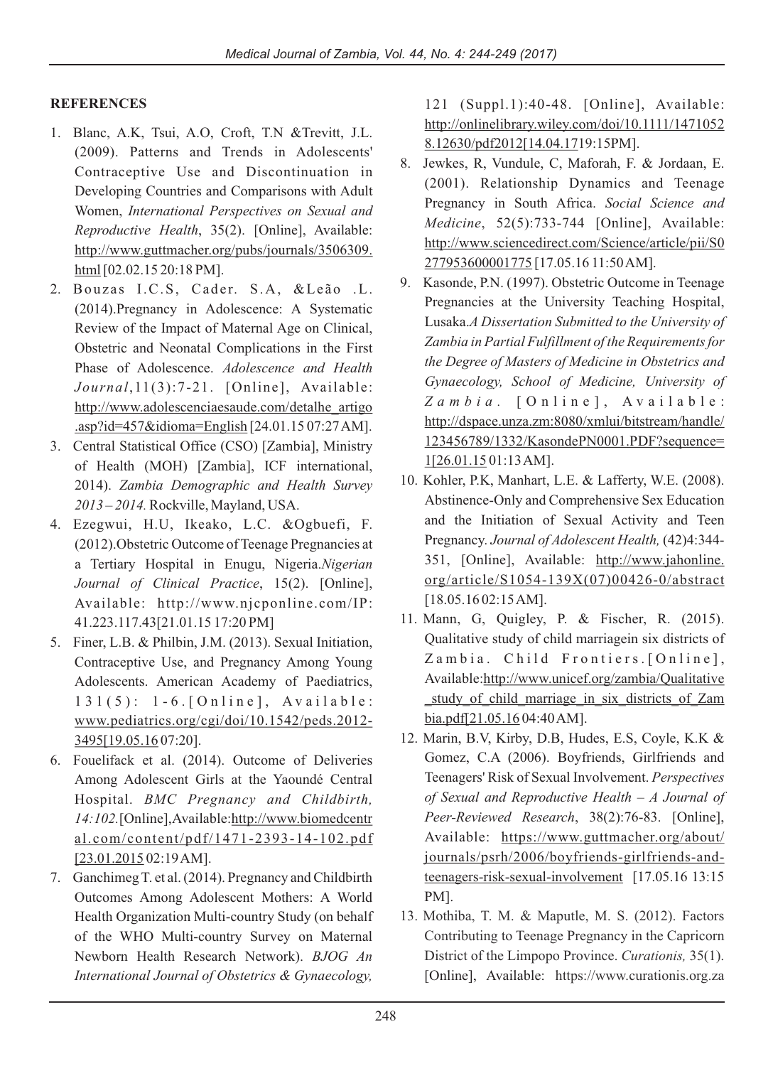## REFERENCES

1. Blanc, A.K, Tsui, A.O, Croft, T.N &Trevitt, J.L. (2009). Patterns and Trends in Adolescents' Contraceptive Use and Discontinuation in Developing Countries and Comparisons with Adult Women, *International Perspectives on Sexual and Reproductive Health*, 35(2). [Online], Available: http://www.guttmacher.org/pubs/journals/3506309.html [02.02.15 20:18 PM].
2. Bouzas I.C.S, Cader. S.A, &Leão .L. (2014).Pregnancy in Adolescence: A Systematic Review of the Impact of Maternal Age on Clinical, Obstetric and Neonatal Complications in the First Phase of Adolescence. *Adolescence and Health Journal*,11(3):7-21. [Online], Available: http://www.adolescenciaesaude.com/detalhe_artigo.asp?id=457&idioma=English [24.01.15 07:27 AM].
3. Central Statistical Office (CSO) [Zambia], Ministry of Health (MOH) [Zambia], ICF international, 2014). *Zambia Demographic and Health Survey 2013 – 2014.* Rockville, Mayland, USA.
4. Ezegwui, H.U, Ikeako, L.C. &Ogbuefi, F. (2012).Obstetric Outcome of Teenage Pregnancies at a Tertiary Hospital in Enugu, Nigeria.*Nigerian Journal of Clinical Practice*, 15(2). [Online], Available: http://www.njcponline.com/IP: 41.223.117.43[21.01.15 17:20 PM]
5. Finer, L.B. & Philbin, J.M. (2013). Sexual Initiation, Contraceptive Use, and Pregnancy Among Young Adolescents. American Academy of Paediatrics, 131(5): 1-6.[Online], Available: www.pediatrics.org/cgi/doi/10.1542/peds.2012-3495[19.05.16 07:20].
6. Fouelifack et al. (2014). Outcome of Deliveries Among Adolescent Girls at the Yaoundé Central Hospital. *BMC Pregnancy and Childbirth, 14:102.*[Online],Available:http://www.biomedcentral.com/content/pdf/1471-2393-14-102.pdf [23.01.2015 02:19 AM].
7. Ganchimeg T. et al. (2014). Pregnancy and Childbirth Outcomes Among Adolescent Mothers: A World Health Organization Multi-country Study (on behalf of the WHO Multi-country Survey on Maternal Newborn Health Research Network). *BJOG An International Journal of Obstetrics & Gynaecology,* 121 (Suppl.1):40-48. [Online], Available: http://onlinelibrary.wiley.com/doi/10.1111/14710528.12630/pdf2012[14.04.17 19:15PM].
8. Jewkes, R, Vundule, C, Maforah, F. & Jordaan, E. (2001). Relationship Dynamics and Teenage Pregnancy in South Africa. *Social Science and Medicine*, 52(5):733-744 [Online], Available: http://www.sciencedirect.com/Science/article/pii/S0277953600001775 [17.05.16 11:50 AM].
9. Kasonde, P.N. (1997). Obstetric Outcome in Teenage Pregnancies at the University Teaching Hospital, Lusaka.*A Dissertation Submitted to the University of Zambia in Partial Fulfillment of the Requirements for the Degree of Masters of Medicine in Obstetrics and Gynaecology, School of Medicine, University of Zambia.* [Online], Available: http://dspace.unza.zm:8080/xmlui/bitstream/handle/123456789/1332/KasondePN0001.PDF?sequence=1[26.01.15 01:13 AM].
10. Kohler, P.K, Manhart, L.E. & Lafferty, W.E. (2008). Abstinence-Only and Comprehensive Sex Education and the Initiation of Sexual Activity and Teen Pregnancy. *Journal of Adolescent Health,* (42)4:344-351, [Online], Available: http://www.jahonline.org/article/S1054-139X(07)00426-0/abstract [18.05.16 02:15 AM].
11. Mann, G, Quigley, P. & Fischer, R. (2015). Qualitative study of child marriagein six districts of Zambia. Child Frontiers.[Online], Available:http://www.unicef.org/zambia/Qualitative_study_of_child_marriage_in_six_districts_of_Zambia.pdf[21.05.16 04:40 AM].
12. Marin, B.V, Kirby, D.B, Hudes, E.S, Coyle, K.K & Gomez, C.A (2006). Boyfriends, Girlfriends and Teenagers' Risk of Sexual Involvement. *Perspectives of Sexual and Reproductive Health – A Journal of Peer-Reviewed Research*, 38(2):76-83. [Online], Available: https://www.guttmacher.org/about/journals/psrh/2006/boyfriends-girlfriends-and-teenagers-risk-sexual-involvement [17.05.16 13:15 PM].
13. Mothiba, T. M. & Maputle, M. S. (2012). Factors Contributing to Teenage Pregnancy in the Capricorn District of the Limpopo Province. *Curationis,* 35(1). [Online], Available: https://www.curationis.org.za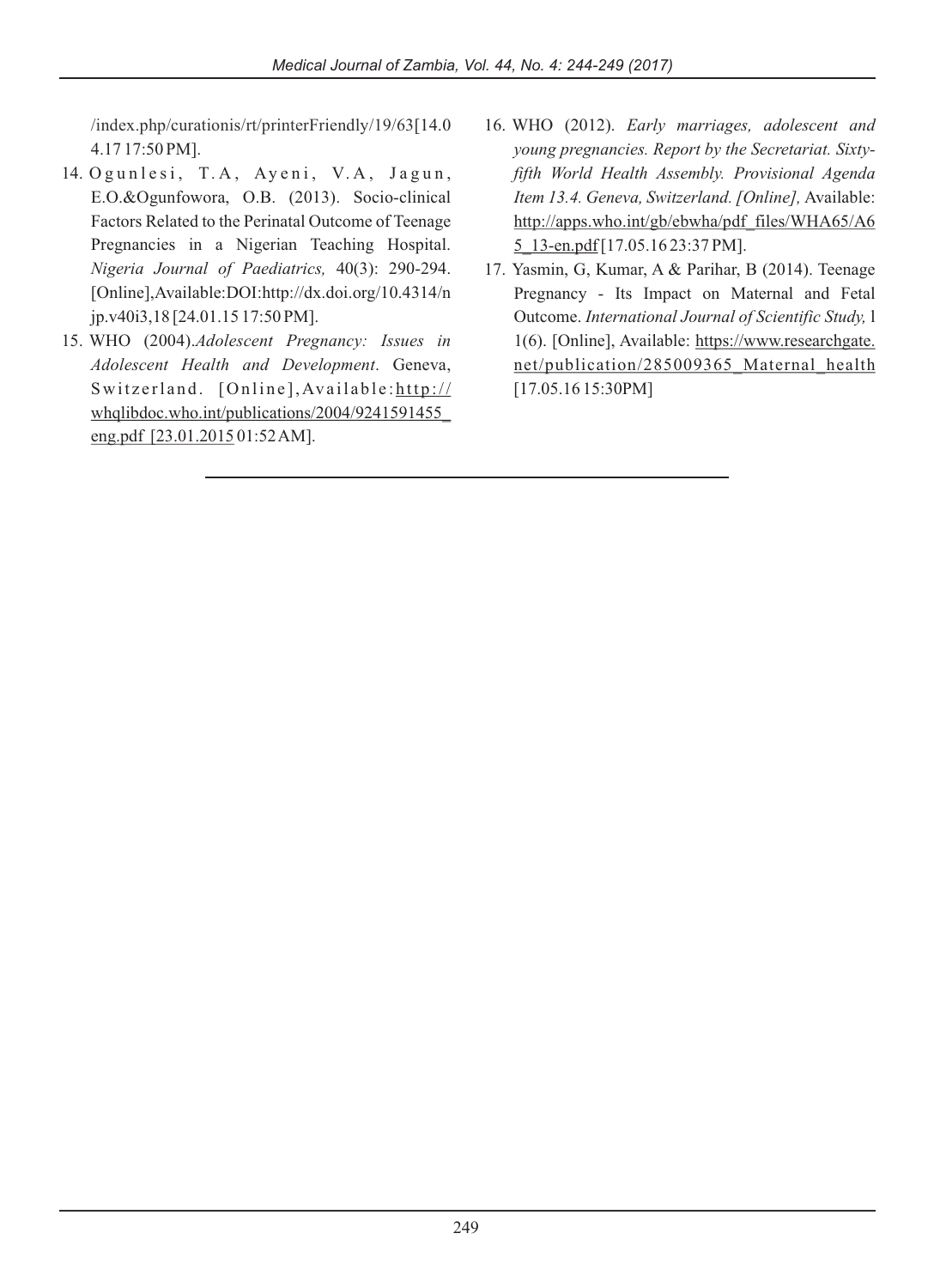/index.php/curationis/rt/printerFriendly/19/63[14.04.17 17:50 PM].

14. Ogunlesi, T.A, Ayeni, V.A, Jagun, E.O.&Ogunfowora, O.B. (2013). Socio-clinical Factors Related to the Perinatal Outcome of Teenage Pregnancies in a Nigerian Teaching Hospital. *Nigeria Journal of Paediatrics,* 40(3): 290-294. [Online],Available:DOI:http://dx.doi.org/10.4314/njp.v40i3,18 [24.01.15 17:50 PM].

15. WHO (2004).*Adolescent Pregnancy: Issues in Adolescent Health and Development*. Geneva, Switzerland. [Online],Available:http://whqlibdoc.who.int/publications/2004/9241591455_eng.pdf [23.01.2015 01:52 AM].

16. WHO (2012). *Early marriages, adolescent and young pregnancies. Report by the Secretariat. Sixty-fifth World Health Assembly. Provisional Agenda Item 13.4. Geneva, Switzerland. [Online],* Available: http://apps.who.int/gb/ebwha/pdf_files/WHA65/A65_13-en.pdf [17.05.16 23:37 PM].

17. Yasmin, G, Kumar, A & Parihar, B (2014). Teenage Pregnancy - Its Impact on Maternal and Fetal Outcome. *International Journal of Scientific Study,* l 1(6). [Online], Available: https://www.researchgate.net/publication/285009365_Maternal_health [17.05.16 15:30PM]